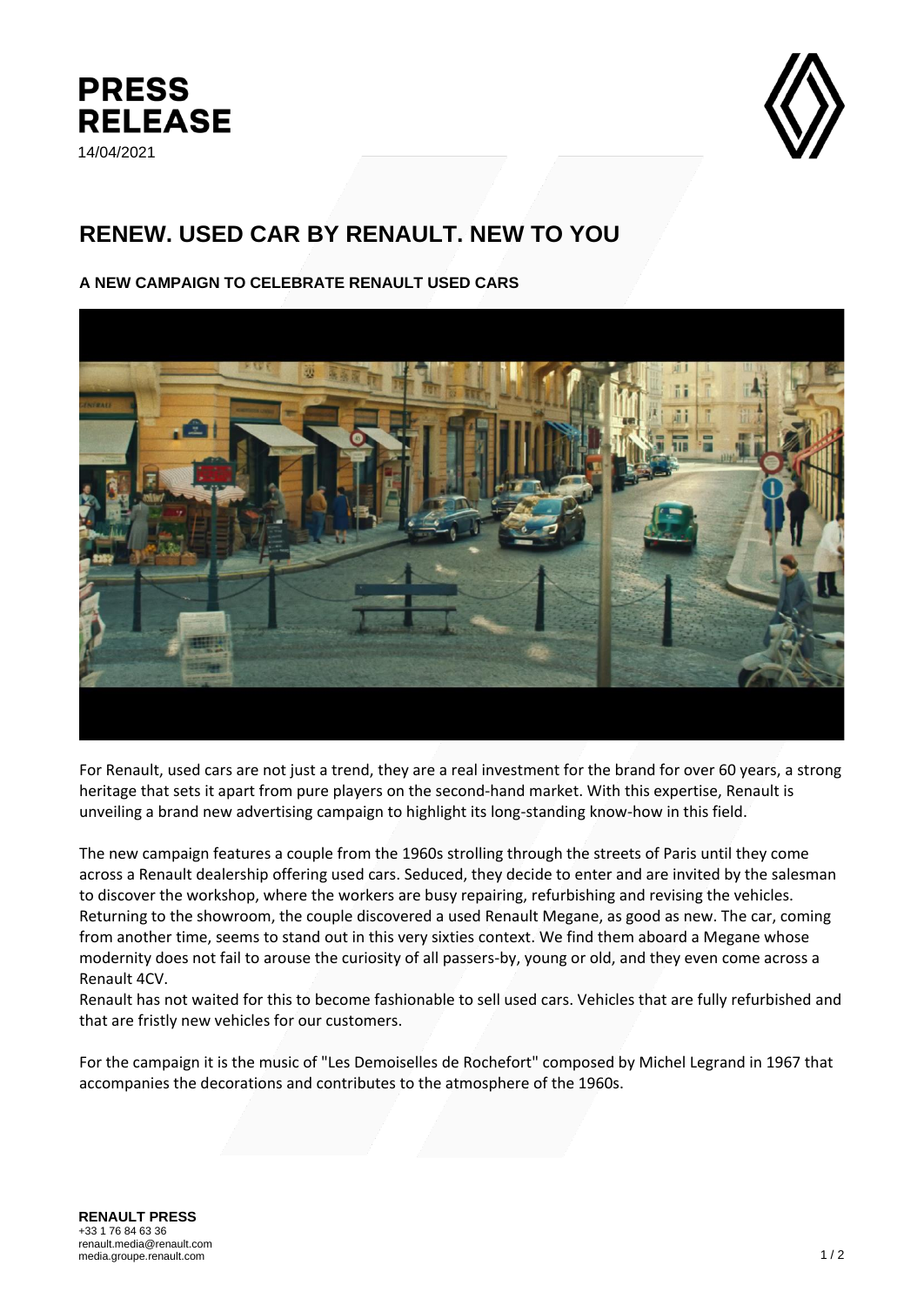# PRESS RELEASE

14/04/2021

## RENEW. USED CAR BY RENAULT. NEW TO YOU

### A NEW CAMPAIGN TO CELEBRATE RENAULT USED CARS

For Renault, used cars are not just a trend, they are a real investment for the brand for over 60 years, a strong heritage that sets it apart from pure players on the second-hand market. With this expertise, Renault is unveiling a brand new advertising campaign to highlight its long-standing know-how in this field.

The new campaign features a couple from the 1960s strolling through the streets of Paris until they come across a Renault dealership offering used cars. Seduced, they decide to enter and are invited by the salesman to discover the workshop, where the workers are busy repairing, refurbishing and revising the vehicles. Returning to the showroom, the couple discovered a used Renault Megane, as good as new. The car, coming from another time, seems to stand out in this very sixties context. We find them aboard a Megane whose modernity does not fail to arouse the curiosity of all passers-by, young or old, and they even come across a Renault 4CV.

Renault has not waited for this to become fashionable to sell used cars. Vehicles that are fully refurbished and that are fristly new vehicles for our customers.

For the campaign it is the music of "Les Demoiselles de Rochefort" composed by Michel Legrand in 1967 that accompanies the decorations and contributes to the atmosphere of the 1960s.

**RENAULT PRESS**
+33 1 76 84 63 36
renault.media@renault.com
media.groupe.renault.com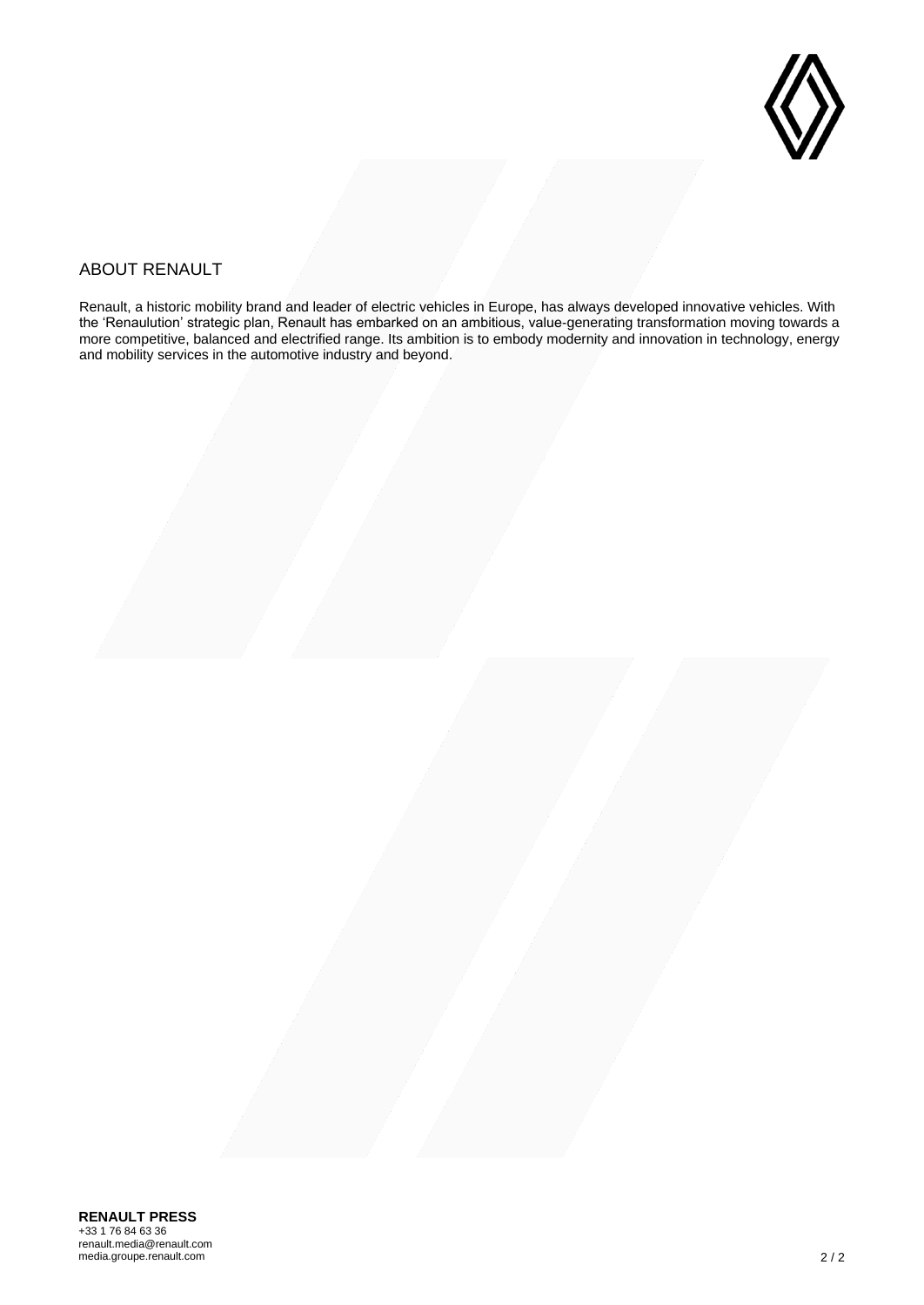## ABOUT RENAULT

Renault, a historic mobility brand and leader of electric vehicles in Europe, has always developed innovative vehicles. With the 'Renaulution' strategic plan, Renault has embarked on an ambitious, value-generating transformation moving towards a more competitive, balanced and electrified range. Its ambition is to embody modernity and innovation in technology, energy and mobility services in the automotive industry and beyond.

**RENAULT PRESS**
+33 1 76 84 63 36
renault.media@renault.com
media.groupe.renault.com